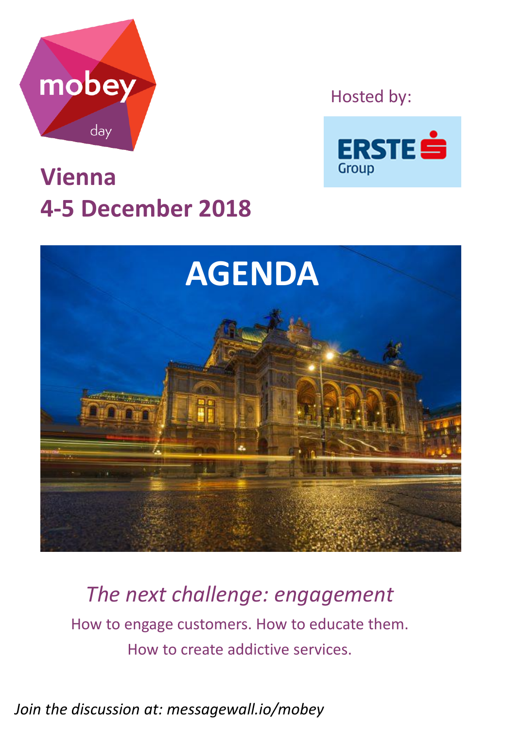mobey day

Hosted by:

ERSTE Group

# Vienna
# 4-5 December 2018

# AGENDA

*The next challenge: engagement*

How to engage customers. How to educate them.

How to create addictive services.

*Join the discussion at: messagewall.io/mobey*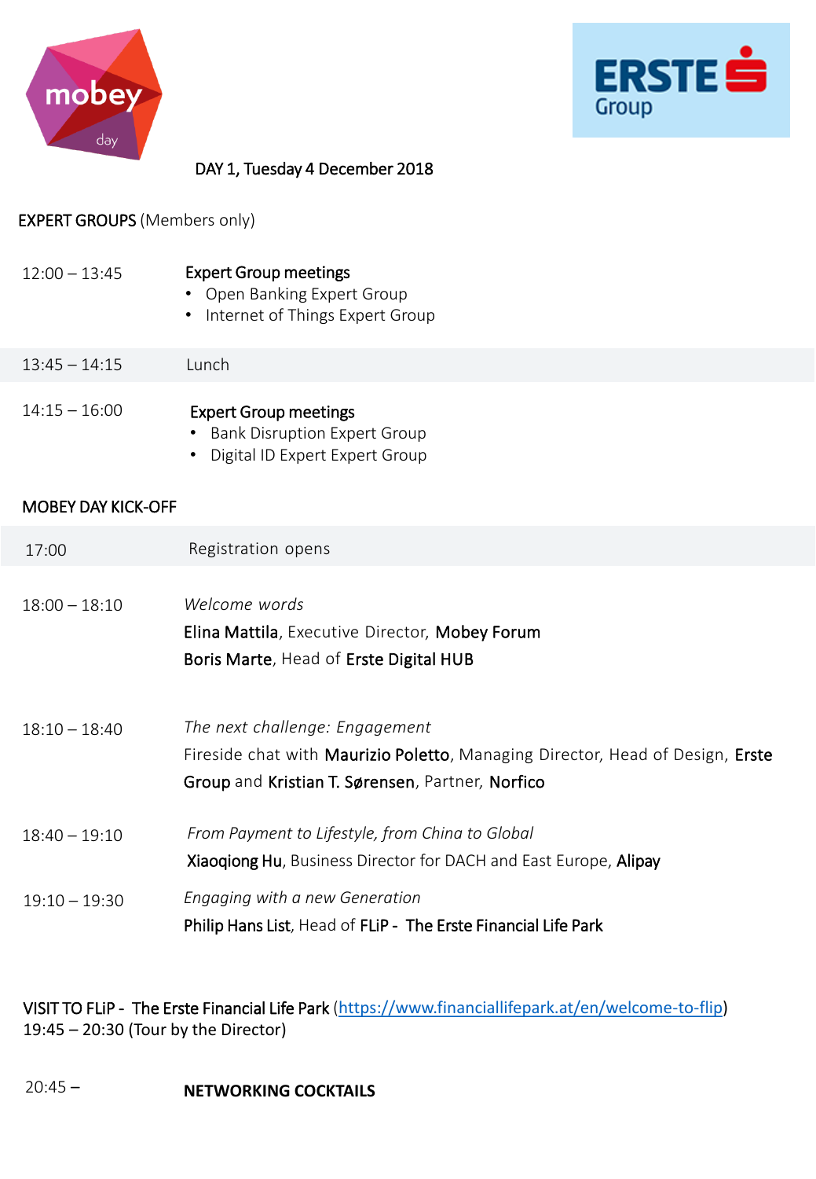DAY 1, Tuesday 4 December 2018

## EXPERT GROUPS (Members only)

| | |
|---|---|
| 12:00 – 13:45 | **Expert Group meetings**<br>• Open Banking Expert Group<br>• Internet of Things Expert Group |
| 13:45 – 14:15 | Lunch |
| 14:15 – 16:00 | **Expert Group meetings**<br>• Bank Disruption Expert Group<br>• Digital ID Expert Expert Group |

## MOBEY DAY KICK-OFF

| | |
|---|---|
| 17:00 | Registration opens |
| 18:00 – 18:10 | *Welcome words*<br>**Elina Mattila**, Executive Director, **Mobey Forum**<br>**Boris Marte**, Head of **Erste Digital HUB** |
| 18:10 – 18:40 | *The next challenge: Engagement*<br>Fireside chat with **Maurizio Poletto**, Managing Director, Head of Design, **Erste Group** and **Kristian T. Sørensen**, Partner, **Norfico** |
| 18:40 – 19:10 | *From Payment to Lifestyle, from China to Global*<br>**Xiaoqiong Hu**, Business Director for DACH and East Europe, **Alipay** |
| 19:10 – 19:30 | *Engaging with a new Generation*<br>**Philip Hans List**, Head of **FLiP - The Erste Financial Life Park** |

VISIT TO FLiP - The Erste Financial Life Park (https://www.financiallifepark.at/en/welcome-to-flip)
19:45 – 20:30 (Tour by the Director)

20:45 – **NETWORKING COCKTAILS**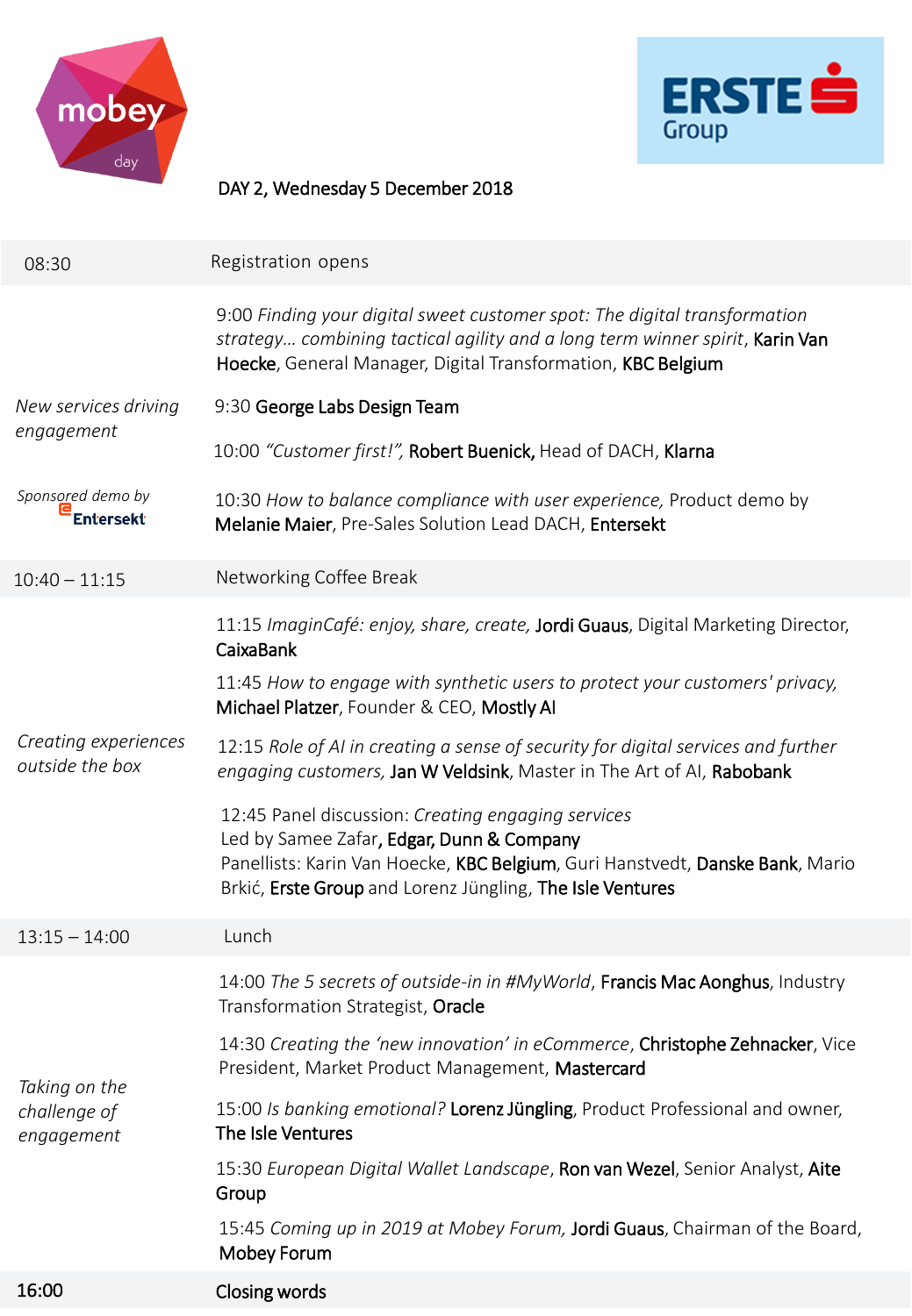mobey day

ERSTE Group

DAY 2, Wednesday 5 December 2018

| | |
|---|---|
| 08:30 | Registration opens |
| | 9:00 *Finding your digital sweet customer spot: The digital transformation strategy… combining tactical agility and a long term winner spirit*, **Karin Van Hoecke**, General Manager, Digital Transformation, **KBC Belgium** |
| *New services driving engagement* | 9:30 **George Labs Design Team**<br><br>10:00 *"Customer first!"*, **Robert Buenick,** Head of DACH, **Klarna** |
| *Sponsored demo by* Entersekt | 10:30 *How to balance compliance with user experience,* Product demo by **Melanie Maier**, Pre-Sales Solution Lead DACH, **Entersekt** |
| 10:40 – 11:15 | Networking Coffee Break |
| *Creating experiences outside the box* | 11:15 *ImaginCafé: enjoy, share, create,* **Jordi Guaus**, Digital Marketing Director, **CaixaBank**<br><br>11:45 *How to engage with synthetic users to protect your customers' privacy,* **Michael Platzer**, Founder & CEO, **Mostly AI**<br><br>12:15 *Role of AI in creating a sense of security for digital services and further engaging customers,* **Jan W Veldsink**, Master in The Art of AI, **Rabobank**<br><br>12:45 Panel discussion: *Creating engaging services*<br>Led by Samee Zafar**, Edgar, Dunn & Company**<br>Panellists: Karin Van Hoecke, **KBC Belgium**, Guri Hanstvedt, **Danske Bank**, Mario Brkić, **Erste Group** and Lorenz Jüngling, **The Isle Ventures** |
| 13:15 – 14:00 | Lunch |
| *Taking on the challenge of engagement* | 14:00 *The 5 secrets of outside-in in #MyWorld*, **Francis Mac Aonghus**, Industry Transformation Strategist, **Oracle**<br><br>14:30 *Creating the 'new innovation' in eCommerce*, **Christophe Zehnacker**, Vice President, Market Product Management, **Mastercard**<br><br>15:00 *Is banking emotional?* **Lorenz Jüngling**, Product Professional and owner, **The Isle Ventures**<br><br>15:30 *European Digital Wallet Landscape*, **Ron van Wezel**, Senior Analyst, **Aite Group**<br><br>15:45 *Coming up in 2019 at Mobey Forum,* **Jordi Guaus**, Chairman of the Board, **Mobey Forum** |
| **16:00** | **Closing words** |